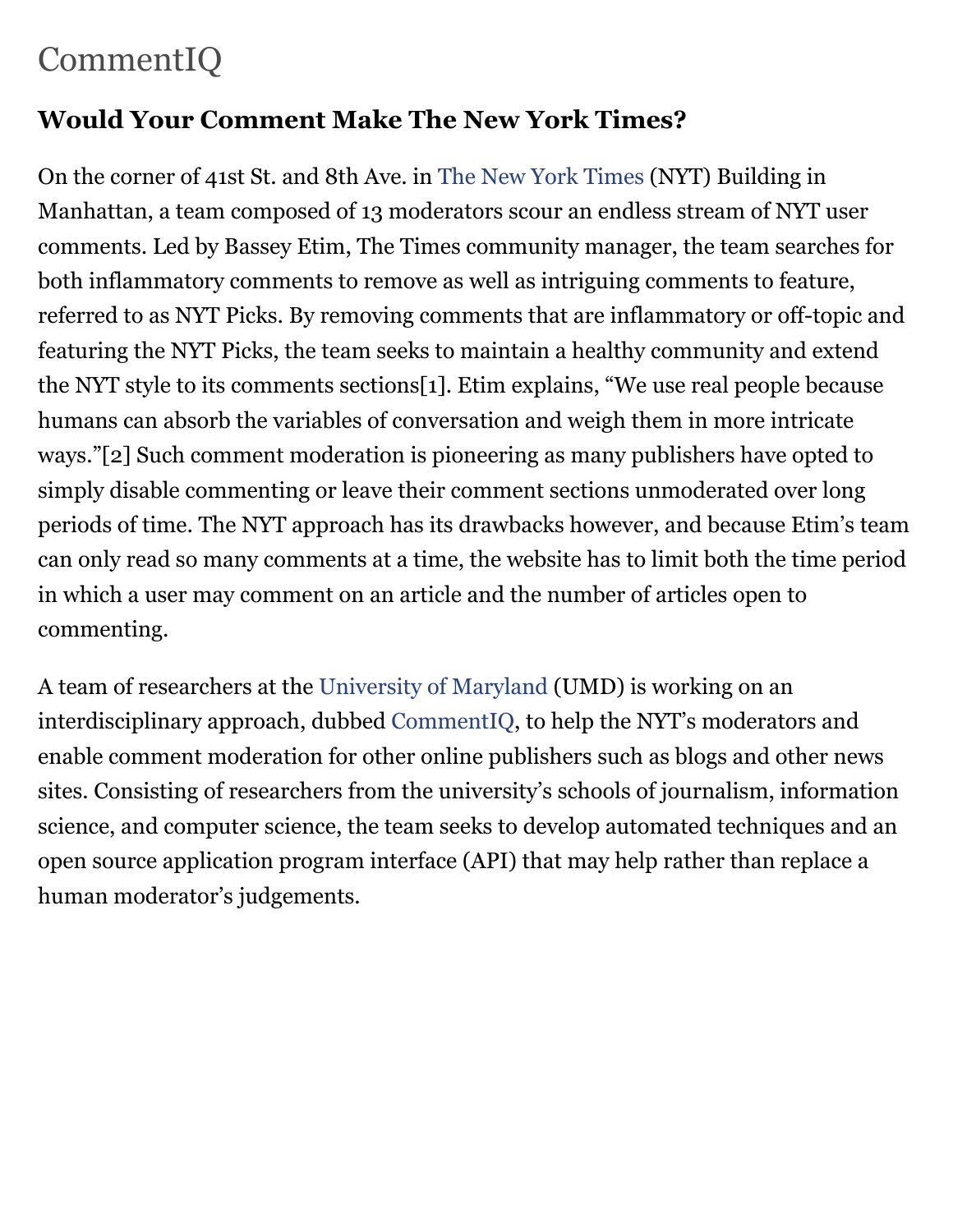# CommentIQ

## Would Your Comment Make The New York Times?

On the corner of 41st St. and 8th Ave. in The New York Times (NYT) Building in Manhattan, a team composed of 13 moderators scour an endless stream of NYT user comments. Led by Bassey Etim, The Times community manager, the team searches for both inflammatory comments to remove as well as intriguing comments to feature, referred to as NYT Picks. By removing comments that are inflammatory or off-topic and featuring the NYT Picks, the team seeks to maintain a healthy community and extend the NYT style to its comments sections[1]. Etim explains, "We use real people because humans can absorb the variables of conversation and weigh them in more intricate ways."[2] Such comment moderation is pioneering as many publishers have opted to simply disable commenting or leave their comment sections unmoderated over long periods of time. The NYT approach has its drawbacks however, and because Etim's team can only read so many comments at a time, the website has to limit both the time period in which a user may comment on an article and the number of articles open to commenting.

A team of researchers at the University of Maryland (UMD) is working on an interdisciplinary approach, dubbed CommentIQ, to help the NYT's moderators and enable comment moderation for other online publishers such as blogs and other news sites. Consisting of researchers from the university's schools of journalism, information science, and computer science, the team seeks to develop automated techniques and an open source application program interface (API) that may help rather than replace a human moderator's judgements.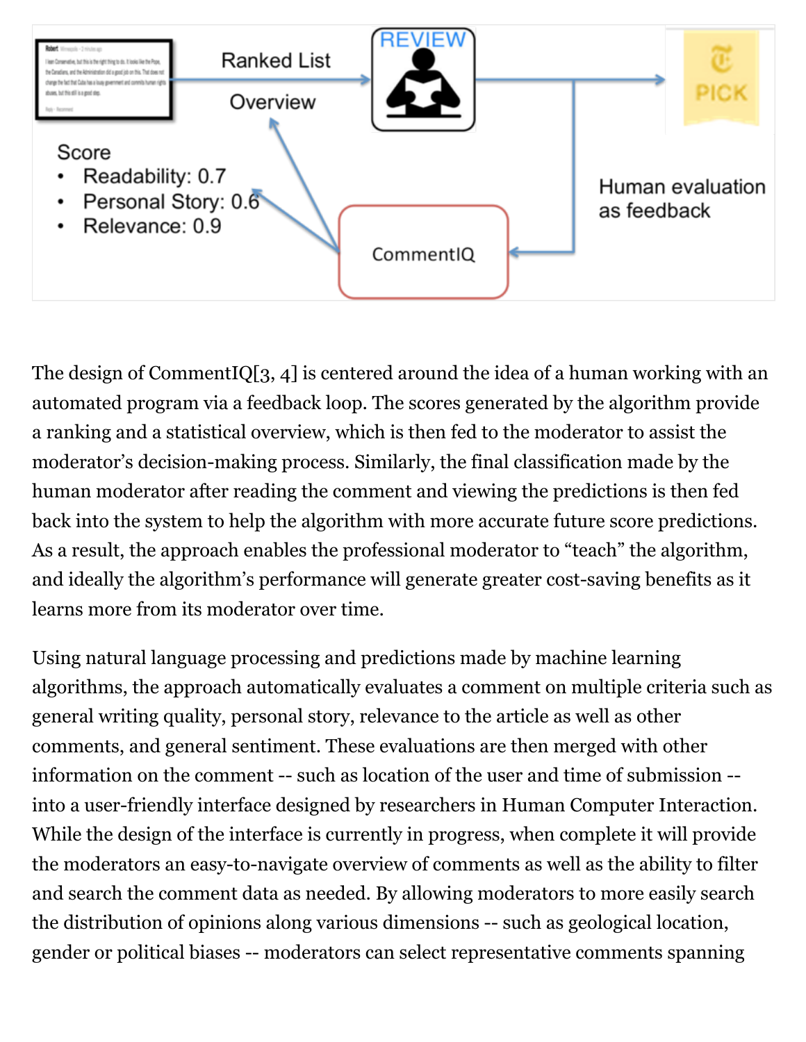The design of CommentIQ[3, 4] is centered around the idea of a human working with an automated program via a feedback loop. The scores generated by the algorithm provide a ranking and a statistical overview, which is then fed to the moderator to assist the moderator's decision-making process. Similarly, the final classification made by the human moderator after reading the comment and viewing the predictions is then fed back into the system to help the algorithm with more accurate future score predictions. As a result, the approach enables the professional moderator to "teach" the algorithm, and ideally the algorithm's performance will generate greater cost-saving benefits as it learns more from its moderator over time.

Using natural language processing and predictions made by machine learning algorithms, the approach automatically evaluates a comment on multiple criteria such as general writing quality, personal story, relevance to the article as well as other comments, and general sentiment. These evaluations are then merged with other information on the comment -- such as location of the user and time of submission -- into a user-friendly interface designed by researchers in Human Computer Interaction. While the design of the interface is currently in progress, when complete it will provide the moderators an easy-to-navigate overview of comments as well as the ability to filter and search the comment data as needed. By allowing moderators to more easily search the distribution of opinions along various dimensions -- such as geological location, gender or political biases -- moderators can select representative comments spanning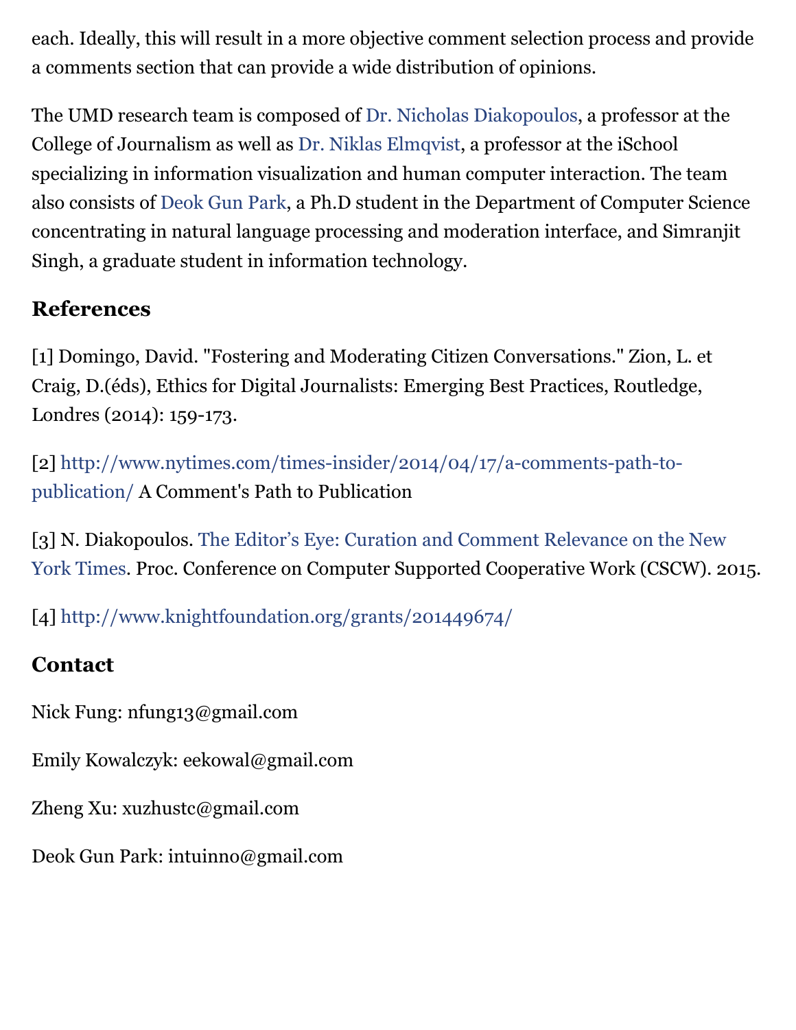each. Ideally, this will result in a more objective comment selection process and provide a comments section that can provide a wide distribution of opinions.

The UMD research team is composed of Dr. Nicholas Diakopoulos, a professor at the College of Journalism as well as Dr. Niklas Elmqvist, a professor at the iSchool specializing in information visualization and human computer interaction. The team also consists of Deok Gun Park, a Ph.D student in the Department of Computer Science concentrating in natural language processing and moderation interface, and Simranjit Singh, a graduate student in information technology.

## References

[1] Domingo, David. "Fostering and Moderating Citizen Conversations." Zion, L. et Craig, D.(éds), Ethics for Digital Journalists: Emerging Best Practices, Routledge, Londres (2014): 159-173.

[2] http://www.nytimes.com/times-insider/2014/04/17/a-comments-path-to-publication/ A Comment's Path to Publication

[3] N. Diakopoulos. The Editor’s Eye: Curation and Comment Relevance on the New York Times. Proc. Conference on Computer Supported Cooperative Work (CSCW). 2015.

[4] http://www.knightfoundation.org/grants/201449674/

## Contact

Nick Fung: nfung13@gmail.com

Emily Kowalczyk: eekowal@gmail.com

Zheng Xu: xuzhustc@gmail.com

Deok Gun Park: intuinno@gmail.com